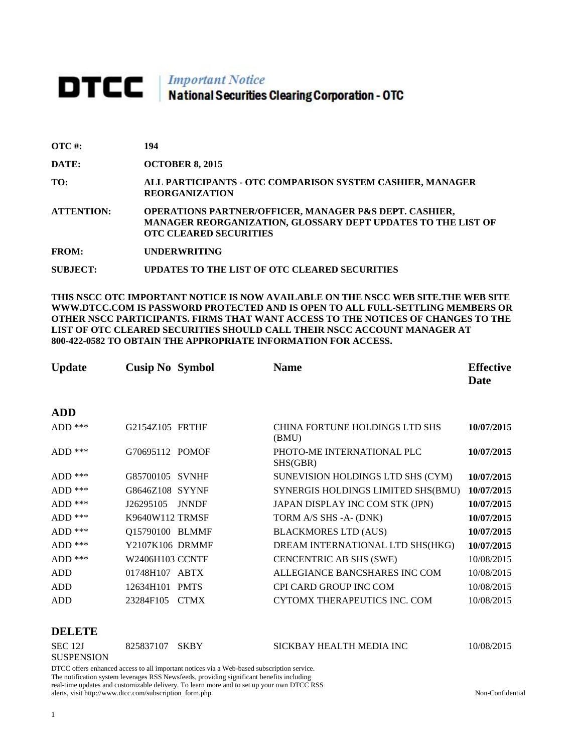# DTCC | *Important Notice* National Securities Clearing Corporation - OTC

**OTC #:** 194

**DATE:** OCTOBER 8, 2015

**TO:** ALL PARTICIPANTS - OTC COMPARISON SYSTEM CASHIER, MANAGER REORGANIZATION

**ATTENTION:** OPERATIONS PARTNER/OFFICER, MANAGER P&S DEPT. CASHIER, MANAGER REORGANIZATION, GLOSSARY DEPT UPDATES TO THE LIST OF OTC CLEARED SECURITIES

**FROM:** UNDERWRITING

**SUBJECT:** UPDATES TO THE LIST OF OTC CLEARED SECURITIES

**THIS NSCC OTC IMPORTANT NOTICE IS NOW AVAILABLE ON THE NSCC WEB SITE.THE WEB SITE WWW.DTCC.COM IS PASSWORD PROTECTED AND IS OPEN TO ALL FULL-SETTLING MEMBERS OR OTHER NSCC PARTICIPANTS. FIRMS THAT WANT ACCESS TO THE NOTICES OF CHANGES TO THE LIST OF OTC CLEARED SECURITIES SHOULD CALL THEIR NSCC ACCOUNT MANAGER AT 800-422-0582 TO OBTAIN THE APPROPRIATE INFORMATION FOR ACCESS.**

| Update | Cusip No | Symbol | Name | Effective Date |
|---|---|---|---|---|
| **ADD** | | | | |
| ADD *** | G2154Z105 | FRTHF | CHINA FORTUNE HOLDINGS LTD SHS (BMU) | **10/07/2015** |
| ADD *** | G70695112 | POMOF | PHOTO-ME INTERNATIONAL PLC SHS(GBR) | **10/07/2015** |
| ADD *** | G85700105 | SVNHF | SUNEVISION HOLDINGS LTD SHS (CYM) | **10/07/2015** |
| ADD *** | G8646Z108 | SYYNF | SYNERGIS HOLDINGS LIMITED SHS(BMU) | **10/07/2015** |
| ADD *** | J26295105 | JNNDF | JAPAN DISPLAY INC COM STK (JPN) | **10/07/2015** |
| ADD *** | K9640W112 | TRMSF | TORM A/S SHS -A- (DNK) | **10/07/2015** |
| ADD *** | Q15790100 | BLMMF | BLACKMORES LTD (AUS) | **10/07/2015** |
| ADD *** | Y2107K106 | DRMMF | DREAM INTERNATIONAL LTD SHS(HKG) | **10/07/2015** |
| ADD *** | W2406H103 | CCNTF | CENCENTRIC AB SHS (SWE) | 10/08/2015 |
| ADD | 01748H107 | ABTX | ALLEGIANCE BANCSHARES INC COM | 10/08/2015 |
| ADD | 12634H101 | PMTS | CPI CARD GROUP INC COM | 10/08/2015 |
| ADD | 23284F105 | CTMX | CYTOMX THERAPEUTICS INC. COM | 10/08/2015 |
| **DELETE** | | | | |
| SEC 12J SUSPENSION | 825837107 | SKBY | SICKBAY HEALTH MEDIA INC | 10/08/2015 |

DTCC offers enhanced access to all important notices via a Web-based subscription service. The notification system leverages RSS Newsfeeds, providing significant benefits including real-time updates and customizable delivery. To learn more and to set up your own DTCC RSS alerts, visit http://www.dtcc.com/subscription_form.php.

Non-Confidential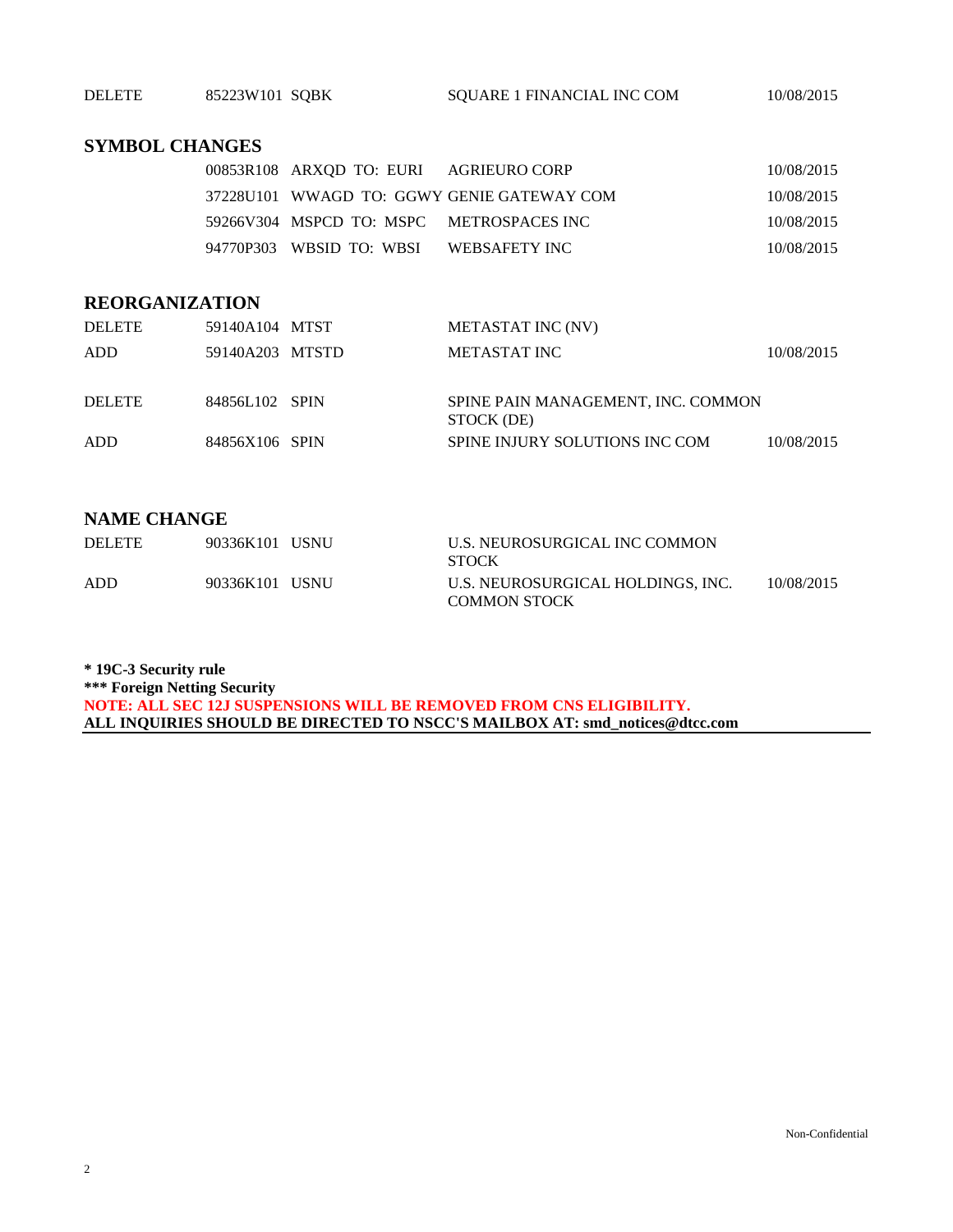| | | | | |
|---|---|---|---|---|
| DELETE | 85223W101 | SQBK | SQUARE 1 FINANCIAL INC COM | 10/08/2015 |

## SYMBOL CHANGES

| | | | | |
|---|---|---|---|---|
| | 00853R108 | ARXQD TO: EURI | AGRIEURO CORP | 10/08/2015 |
| | 37228U101 | WWAGD TO: GGWY | GENIE GATEWAY COM | 10/08/2015 |
| | 59266V304 | MSPCD TO: MSPC | METROSPACES INC | 10/08/2015 |
| | 94770P303 | WBSID TO: WBSI | WEBSAFETY INC | 10/08/2015 |

## REORGANIZATION

| | | | | |
|---|---|---|---|---|
| DELETE | 59140A104 | MTST | METASTAT INC (NV) | |
| ADD | 59140A203 | MTSTD | METASTAT INC | 10/08/2015 |
| DELETE | 84856L102 | SPIN | SPINE PAIN MANAGEMENT, INC. COMMON STOCK (DE) | |
| ADD | 84856X106 | SPIN | SPINE INJURY SOLUTIONS INC COM | 10/08/2015 |

## NAME CHANGE

| | | | | |
|---|---|---|---|---|
| DELETE | 90336K101 | USNU | U.S. NEUROSURGICAL INC COMMON STOCK | |
| ADD | 90336K101 | USNU | U.S. NEUROSURGICAL HOLDINGS, INC. COMMON STOCK | 10/08/2015 |

**\* 19C-3 Security rule**
**\*\*\* Foreign Netting Security**
**NOTE: ALL SEC 12J SUSPENSIONS WILL BE REMOVED FROM CNS ELIGIBILITY.**
**ALL INQUIRIES SHOULD BE DIRECTED TO NSCC'S MAILBOX AT: smd_notices@dtcc.com**

Non-Confidential